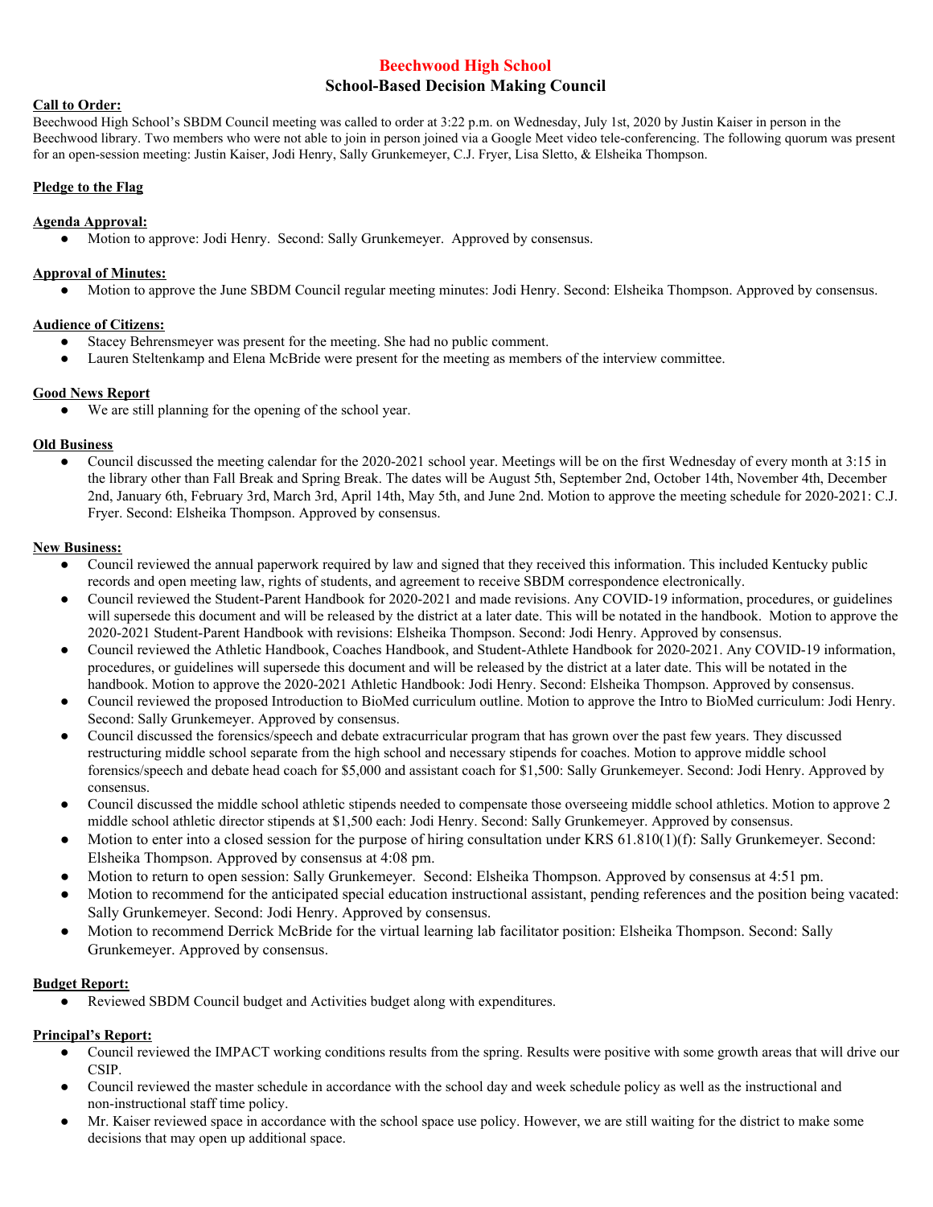# Beechwood High School

## School-Based Decision Making Council

**Call to Order:**

Beechwood High School's SBDM Council meeting was called to order at 3:22 p.m. on Wednesday, July 1st, 2020 by Justin Kaiser in person in the Beechwood library. Two members who were not able to join in person joined via a Google Meet video tele-conferencing. The following quorum was present for an open-session meeting: Justin Kaiser, Jodi Henry, Sally Grunkemeyer, C.J. Fryer, Lisa Sletto, & Elsheika Thompson.

**Pledge to the Flag**

**Agenda Approval:**

- Motion to approve: Jodi Henry. Second: Sally Grunkemeyer. Approved by consensus.

**Approval of Minutes:**

- Motion to approve the June SBDM Council regular meeting minutes: Jodi Henry. Second: Elsheika Thompson. Approved by consensus.

**Audience of Citizens:**

- Stacey Behrensmeyer was present for the meeting. She had no public comment.
- Lauren Steltenkamp and Elena McBride were present for the meeting as members of the interview committee.

**Good News Report**

- We are still planning for the opening of the school year.

**Old Business**

- Council discussed the meeting calendar for the 2020-2021 school year. Meetings will be on the first Wednesday of every month at 3:15 in the library other than Fall Break and Spring Break. The dates will be August 5th, September 2nd, October 14th, November 4th, December 2nd, January 6th, February 3rd, March 3rd, April 14th, May 5th, and June 2nd. Motion to approve the meeting schedule for 2020-2021: C.J. Fryer. Second: Elsheika Thompson. Approved by consensus.

**New Business:**

- Council reviewed the annual paperwork required by law and signed that they received this information. This included Kentucky public records and open meeting law, rights of students, and agreement to receive SBDM correspondence electronically.
- Council reviewed the Student-Parent Handbook for 2020-2021 and made revisions. Any COVID-19 information, procedures, or guidelines will supersede this document and will be released by the district at a later date. This will be notated in the handbook. Motion to approve the 2020-2021 Student-Parent Handbook with revisions: Elsheika Thompson. Second: Jodi Henry. Approved by consensus.
- Council reviewed the Athletic Handbook, Coaches Handbook, and Student-Athlete Handbook for 2020-2021. Any COVID-19 information, procedures, or guidelines will supersede this document and will be released by the district at a later date. This will be notated in the handbook. Motion to approve the 2020-2021 Athletic Handbook: Jodi Henry. Second: Elsheika Thompson. Approved by consensus.
- Council reviewed the proposed Introduction to BioMed curriculum outline. Motion to approve the Intro to BioMed curriculum: Jodi Henry. Second: Sally Grunkemeyer. Approved by consensus.
- Council discussed the forensics/speech and debate extracurricular program that has grown over the past few years. They discussed restructuring middle school separate from the high school and necessary stipends for coaches. Motion to approve middle school forensics/speech and debate head coach for $5,000 and assistant coach for $1,500: Sally Grunkemeyer. Second: Jodi Henry. Approved by consensus.
- Council discussed the middle school athletic stipends needed to compensate those overseeing middle school athletics. Motion to approve 2 middle school athletic director stipends at $1,500 each: Jodi Henry. Second: Sally Grunkemeyer. Approved by consensus.
- Motion to enter into a closed session for the purpose of hiring consultation under KRS 61.810(1)(f): Sally Grunkemeyer. Second: Elsheika Thompson. Approved by consensus at 4:08 pm.
- Motion to return to open session: Sally Grunkemeyer. Second: Elsheika Thompson. Approved by consensus at 4:51 pm.
- Motion to recommend for the anticipated special education instructional assistant, pending references and the position being vacated: Sally Grunkemeyer. Second: Jodi Henry. Approved by consensus.
- Motion to recommend Derrick McBride for the virtual learning lab facilitator position: Elsheika Thompson. Second: Sally Grunkemeyer. Approved by consensus.

**Budget Report:**

- Reviewed SBDM Council budget and Activities budget along with expenditures.

**Principal's Report:**

- Council reviewed the IMPACT working conditions results from the spring. Results were positive with some growth areas that will drive our CSIP.
- Council reviewed the master schedule in accordance with the school day and week schedule policy as well as the instructional and non-instructional staff time policy.
- Mr. Kaiser reviewed space in accordance with the school space use policy. However, we are still waiting for the district to make some decisions that may open up additional space.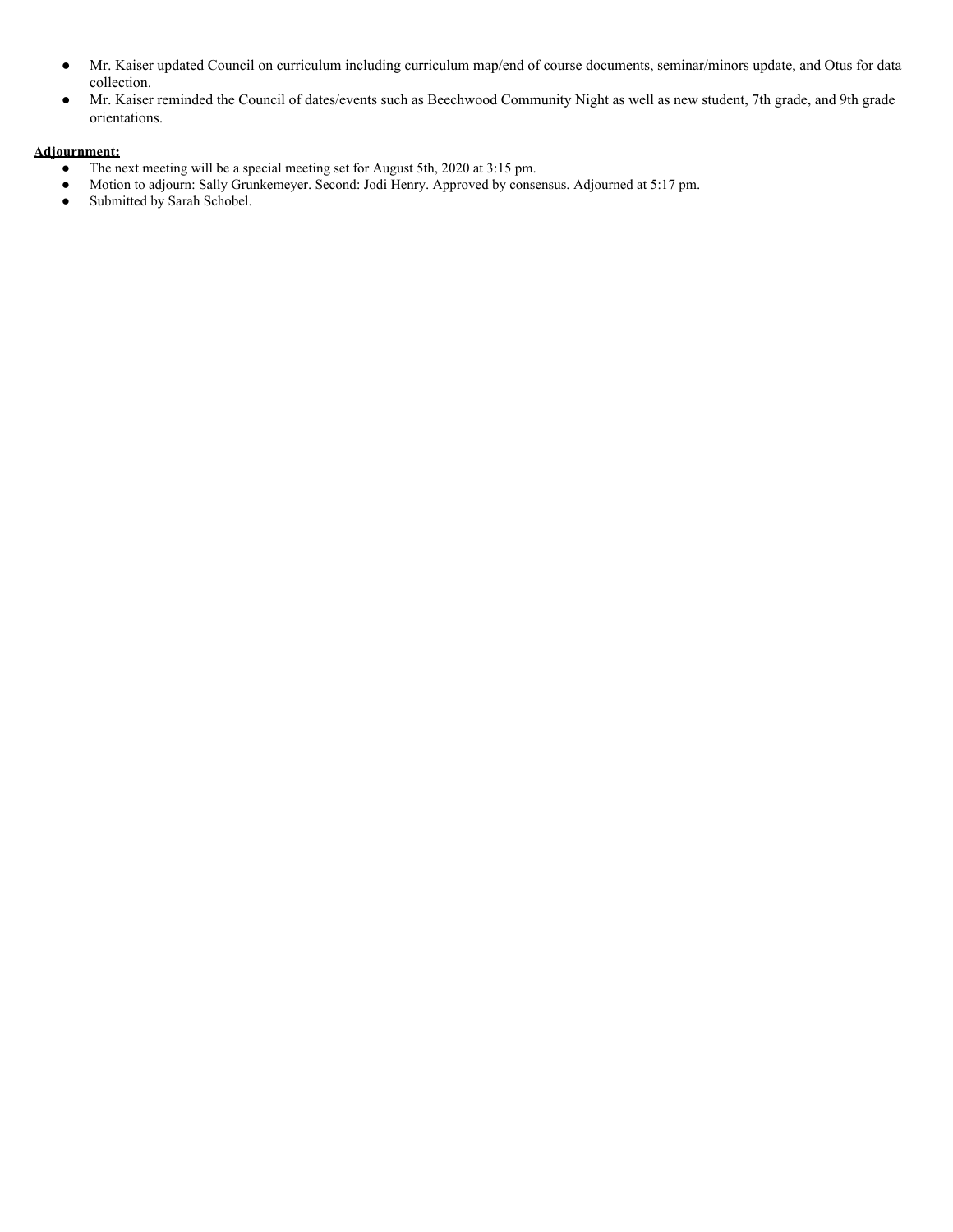- Mr. Kaiser updated Council on curriculum including curriculum map/end of course documents, seminar/minors update, and Otus for data collection.
- Mr. Kaiser reminded the Council of dates/events such as Beechwood Community Night as well as new student, 7th grade, and 9th grade orientations.

**Adjournment:**

- The next meeting will be a special meeting set for August 5th, 2020 at 3:15 pm.
- Motion to adjourn: Sally Grunkemeyer. Second: Jodi Henry. Approved by consensus. Adjourned at 5:17 pm.
- Submitted by Sarah Schobel.